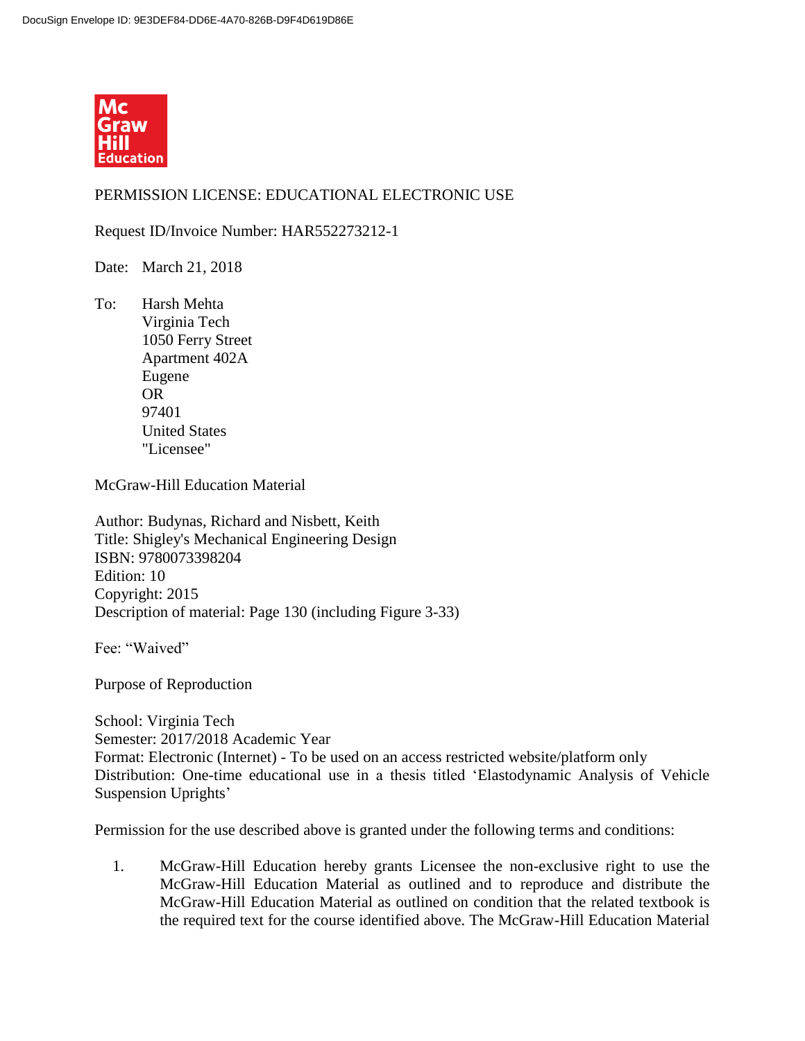DocuSign Envelope ID: 9E3DEF84-DD6E-4A70-826B-D9F4D619D86E

Mc Graw Hill Education

PERMISSION LICENSE: EDUCATIONAL ELECTRONIC USE

Request ID/Invoice Number: HAR552273212-1

Date: March 21, 2018

To: Harsh Mehta
Virginia Tech
1050 Ferry Street
Apartment 402A
Eugene
OR
97401
United States
"Licensee"

McGraw-Hill Education Material

Author: Budynas, Richard and Nisbett, Keith
Title: Shigley's Mechanical Engineering Design
ISBN: 9780073398204
Edition: 10
Copyright: 2015
Description of material: Page 130 (including Figure 3-33)

Fee: "Waived"

Purpose of Reproduction

School: Virginia Tech
Semester: 2017/2018 Academic Year
Format: Electronic (Internet) - To be used on an access restricted website/platform only
Distribution: One-time educational use in a thesis titled 'Elastodynamic Analysis of Vehicle Suspension Uprights'

Permission for the use described above is granted under the following terms and conditions:

1. McGraw-Hill Education hereby grants Licensee the non-exclusive right to use the McGraw-Hill Education Material as outlined and to reproduce and distribute the McGraw-Hill Education Material as outlined on condition that the related textbook is the required text for the course identified above. The McGraw-Hill Education Material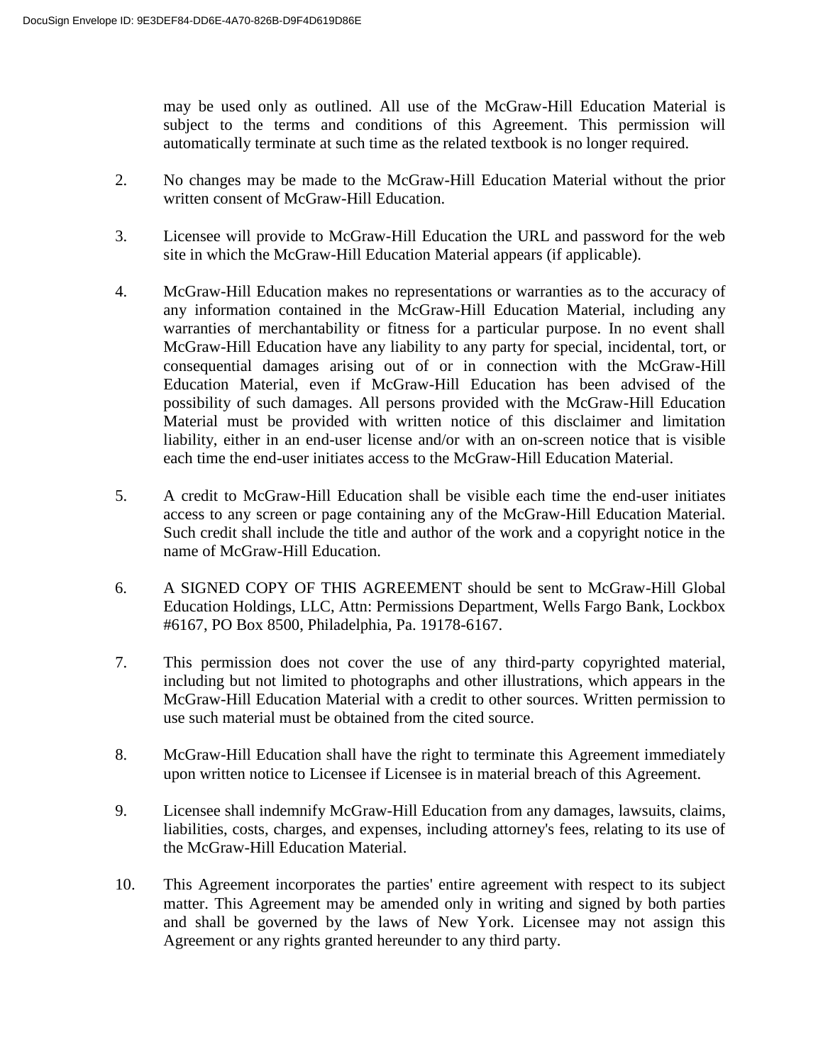may be used only as outlined. All use of the McGraw-Hill Education Material is subject to the terms and conditions of this Agreement. This permission will automatically terminate at such time as the related textbook is no longer required.

2. No changes may be made to the McGraw-Hill Education Material without the prior written consent of McGraw-Hill Education.

3. Licensee will provide to McGraw-Hill Education the URL and password for the web site in which the McGraw-Hill Education Material appears (if applicable).

4. McGraw-Hill Education makes no representations or warranties as to the accuracy of any information contained in the McGraw-Hill Education Material, including any warranties of merchantability or fitness for a particular purpose. In no event shall McGraw-Hill Education have any liability to any party for special, incidental, tort, or consequential damages arising out of or in connection with the McGraw-Hill Education Material, even if McGraw-Hill Education has been advised of the possibility of such damages. All persons provided with the McGraw-Hill Education Material must be provided with written notice of this disclaimer and limitation liability, either in an end-user license and/or with an on-screen notice that is visible each time the end-user initiates access to the McGraw-Hill Education Material.

5. A credit to McGraw-Hill Education shall be visible each time the end-user initiates access to any screen or page containing any of the McGraw-Hill Education Material. Such credit shall include the title and author of the work and a copyright notice in the name of McGraw-Hill Education.

6. A SIGNED COPY OF THIS AGREEMENT should be sent to McGraw-Hill Global Education Holdings, LLC, Attn: Permissions Department, Wells Fargo Bank, Lockbox #6167, PO Box 8500, Philadelphia, Pa. 19178-6167.

7. This permission does not cover the use of any third-party copyrighted material, including but not limited to photographs and other illustrations, which appears in the McGraw-Hill Education Material with a credit to other sources. Written permission to use such material must be obtained from the cited source.

8. McGraw-Hill Education shall have the right to terminate this Agreement immediately upon written notice to Licensee if Licensee is in material breach of this Agreement.

9. Licensee shall indemnify McGraw-Hill Education from any damages, lawsuits, claims, liabilities, costs, charges, and expenses, including attorney's fees, relating to its use of the McGraw-Hill Education Material.

10. This Agreement incorporates the parties' entire agreement with respect to its subject matter. This Agreement may be amended only in writing and signed by both parties and shall be governed by the laws of New York. Licensee may not assign this Agreement or any rights granted hereunder to any third party.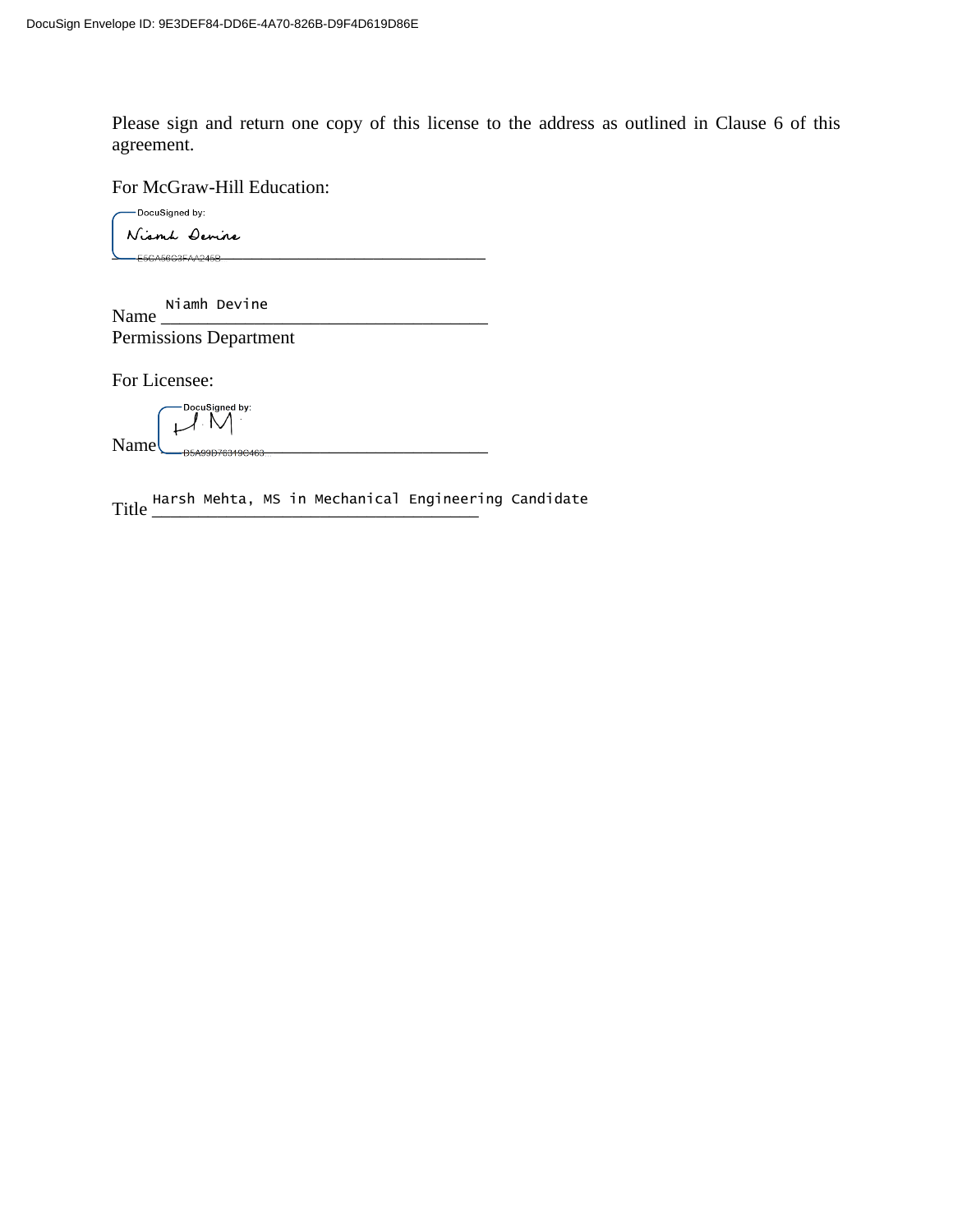Please sign and return one copy of this license to the address as outlined in Clause 6 of this agreement.

For McGraw-Hill Education:

DocuSigned by:
Niamh Devine
E5CA56C3FAA245B...

Name Niamh Devine
Permissions Department

For Licensee:

DocuSigned by:
H. M.
Name D5A99D76319C463...

Title Harsh Mehta, MS in Mechanical Engineering Candidate